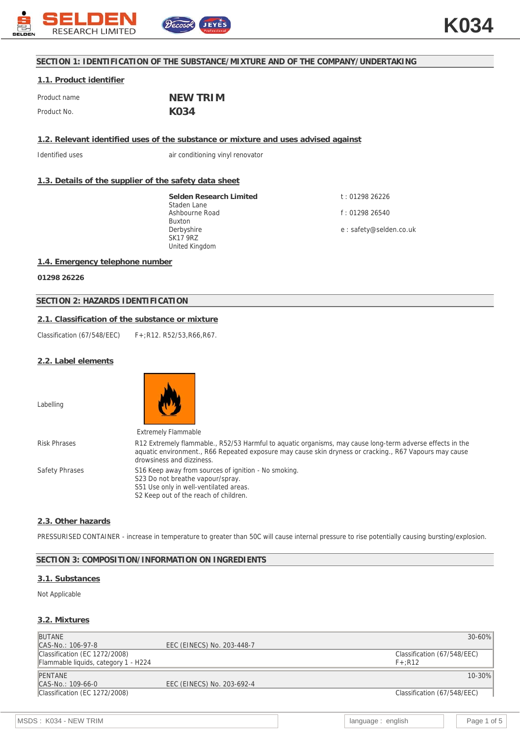# SECTION 1: IDENTIFICATION OF THE SUBSTANCE/MIXTURE AND OF THE COMPANY/UNDERTAKING

## 1.1. Product identifier

Product name **NEW TRIM**

Product No. **K034**

## 1.2. Relevant identified uses of the substance or mixture and uses advised against

Identified uses air conditioning vinyl renovator

## 1.3. Details of the supplier of the safety data sheet

**Selden Research Limited**
Staden Lane
Ashbourne Road
Buxton
Derbyshire
SK17 9RZ
United Kingdom

t : 01298 26226

f : 01298 26540

e : safety@selden.co.uk

## 1.4. Emergency telephone number

**01298 26226**

# SECTION 2: HAZARDS IDENTIFICATION

## 2.1. Classification of the substance or mixture

Classification (67/548/EEC) F+;R12. R52/53,R66,R67.

## 2.2. Label elements

Labelling

Extremely Flammable

Risk Phrases: R12 Extremely flammable., R52/53 Harmful to aquatic organisms, may cause long-term adverse effects in the aquatic environment., R66 Repeated exposure may cause skin dryness or cracking., R67 Vapours may cause drowsiness and dizziness.

Safety Phrases:
S16 Keep away from sources of ignition - No smoking.
S23 Do not breathe vapour/spray.
S51 Use only in well-ventilated areas.
S2 Keep out of the reach of children.

## 2.3. Other hazards

PRESSURISED CONTAINER - increase in temperature to greater than 50C will cause internal pressure to rise potentially causing bursting/explosion.

# SECTION 3: COMPOSITION/INFORMATION ON INGREDIENTS

## 3.1. Substances

Not Applicable

## 3.2. Mixtures

| BUTANE | | 30-60% |
|---|---|---|
| CAS-No.: 106-97-8 | EEC (EINECS) No. 203-448-7 | |
| Classification (EC 1272/2008)<br>Flammable liquids, category 1 - H224 | | Classification (67/548/EEC)<br>F+;R12 |

| PENTANE | | 10-30% |
|---|---|---|
| CAS-No.: 109-66-0 | EEC (EINECS) No. 203-692-4 | |
| Classification (EC 1272/2008) | | Classification (67/548/EEC) |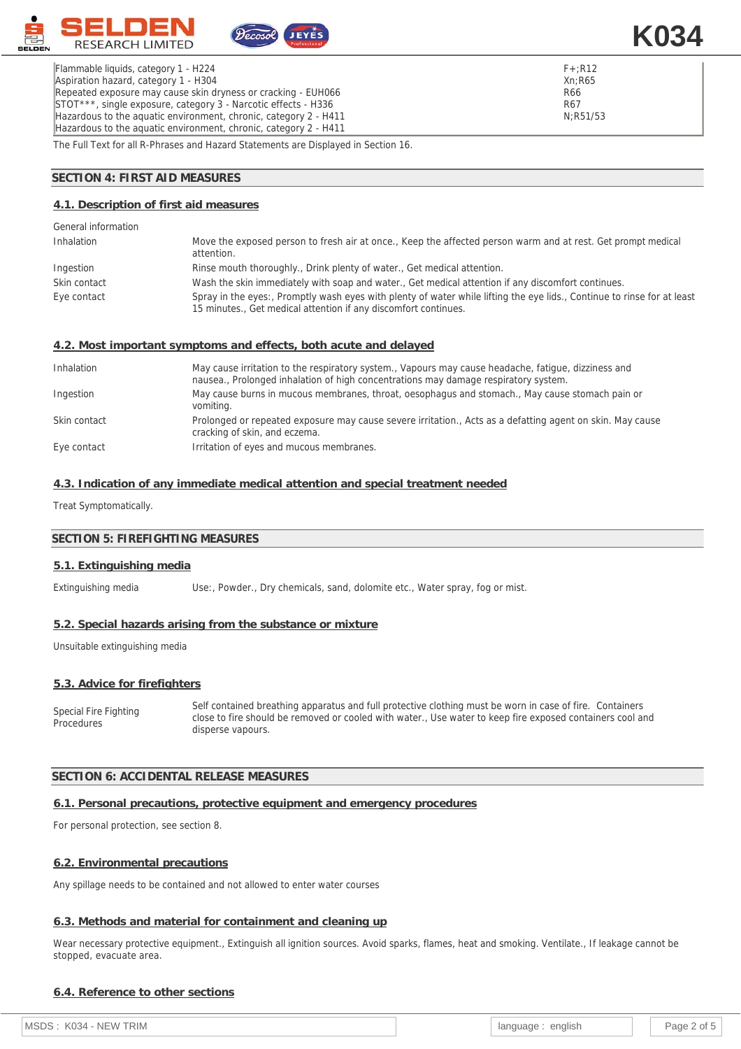| | |
|---|---|
| Flammable liquids, category 1 - H224 | F+;R12 |
| Aspiration hazard, category 1 - H304 | Xn;R65 |
| Repeated exposure may cause skin dryness or cracking - EUH066 | R66 |
| STOT***, single exposure, category 3 - Narcotic effects - H336 | R67 |
| Hazardous to the aquatic environment, chronic, category 2 - H411 | N;R51/53 |
| Hazardous to the aquatic environment, chronic, category 2 - H411 | |

The Full Text for all R-Phrases and Hazard Statements are Displayed in Section 16.

## SECTION 4: FIRST AID MEASURES

### 4.1. Description of first aid measures

| | |
|---|---|
| General information | |
| Inhalation | Move the exposed person to fresh air at once., Keep the affected person warm and at rest. Get prompt medical attention. |
| Ingestion | Rinse mouth thoroughly., Drink plenty of water., Get medical attention. |
| Skin contact | Wash the skin immediately with soap and water., Get medical attention if any discomfort continues. |
| Eye contact | Spray in the eyes:, Promptly wash eyes with plenty of water while lifting the eye lids., Continue to rinse for at least 15 minutes., Get medical attention if any discomfort continues. |

### 4.2. Most important symptoms and effects, both acute and delayed

| | |
|---|---|
| Inhalation | May cause irritation to the respiratory system., Vapours may cause headache, fatigue, dizziness and nausea., Prolonged inhalation of high concentrations may damage respiratory system. |
| Ingestion | May cause burns in mucous membranes, throat, oesophagus and stomach., May cause stomach pain or vomiting. |
| Skin contact | Prolonged or repeated exposure may cause severe irritation., Acts as a defatting agent on skin. May cause cracking of skin, and eczema. |
| Eye contact | Irritation of eyes and mucous membranes. |

### 4.3. Indication of any immediate medical attention and special treatment needed

Treat Symptomatically.

## SECTION 5: FIREFIGHTING MEASURES

### 5.1. Extinguishing media

| | |
|---|---|
| Extinguishing media | Use:, Powder., Dry chemicals, sand, dolomite etc., Water spray, fog or mist. |

### 5.2. Special hazards arising from the substance or mixture

Unsuitable extinguishing media

### 5.3. Advice for firefighters

| | |
|---|---|
| Special Fire Fighting Procedures | Self contained breathing apparatus and full protective clothing must be worn in case of fire. Containers close to fire should be removed or cooled with water., Use water to keep fire exposed containers cool and disperse vapours. |

## SECTION 6: ACCIDENTAL RELEASE MEASURES

### 6.1. Personal precautions, protective equipment and emergency procedures

For personal protection, see section 8.

### 6.2. Environmental precautions

Any spillage needs to be contained and not allowed to enter water courses

### 6.3. Methods and material for containment and cleaning up

Wear necessary protective equipment., Extinguish all ignition sources. Avoid sparks, flames, heat and smoking. Ventilate., If leakage cannot be stopped, evacuate area.

### 6.4. Reference to other sections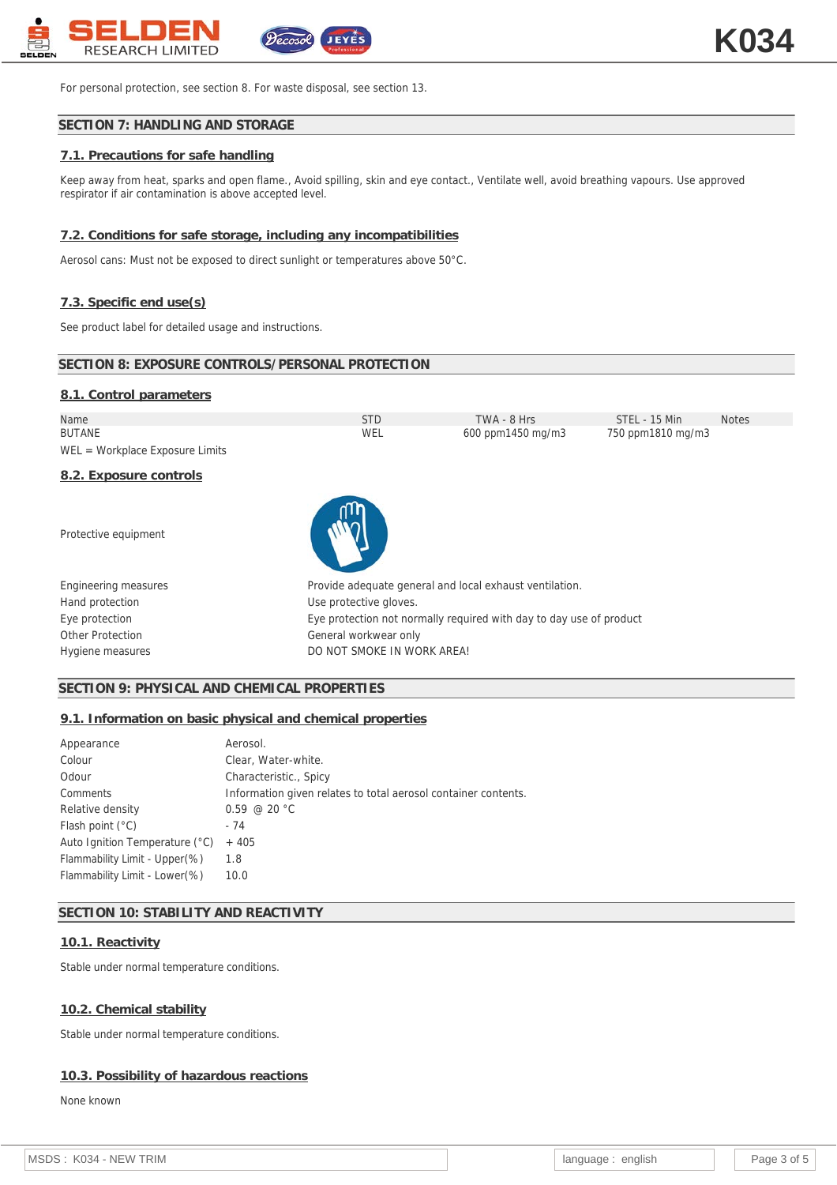For personal protection, see section 8. For waste disposal, see section 13.

## SECTION 7: HANDLING AND STORAGE

### 7.1. Precautions for safe handling

Keep away from heat, sparks and open flame., Avoid spilling, skin and eye contact., Ventilate well, avoid breathing vapours. Use approved respirator if air contamination is above accepted level.

### 7.2. Conditions for safe storage, including any incompatibilities

Aerosol cans: Must not be exposed to direct sunlight or temperatures above 50°C.

### 7.3. Specific end use(s)

See product label for detailed usage and instructions.

## SECTION 8: EXPOSURE CONTROLS/PERSONAL PROTECTION

### 8.1. Control parameters

| Name | STD | TWA - 8 Hrs | STEL - 15 Min | Notes |
|---|---|---|---|---|
| BUTANE | WEL | 600 ppm1450 mg/m3 | 750 ppm1810 mg/m3 | |

WEL = Workplace Exposure Limits

### 8.2. Exposure controls

| | |
|---|---|
| Protective equipment | |
| Engineering measures | Provide adequate general and local exhaust ventilation. |
| Hand protection | Use protective gloves. |
| Eye protection | Eye protection not normally required with day to day use of product |
| Other Protection | General workwear only |
| Hygiene measures | DO NOT SMOKE IN WORK AREA! |

## SECTION 9: PHYSICAL AND CHEMICAL PROPERTIES

### 9.1. Information on basic physical and chemical properties

| | |
|---|---|
| Appearance | Aerosol. |
| Colour | Clear, Water-white. |
| Odour | Characteristic., Spicy |
| Comments | Information given relates to total aerosol container contents. |
| Relative density | 0.59 @ 20 °C |
| Flash point (°C) | - 74 |
| Auto Ignition Temperature (°C) | + 405 |
| Flammability Limit - Upper(%) | 1.8 |
| Flammability Limit - Lower(%) | 10.0 |

## SECTION 10: STABILITY AND REACTIVITY

### 10.1. Reactivity

Stable under normal temperature conditions.

### 10.2. Chemical stability

Stable under normal temperature conditions.

### 10.3. Possibility of hazardous reactions

None known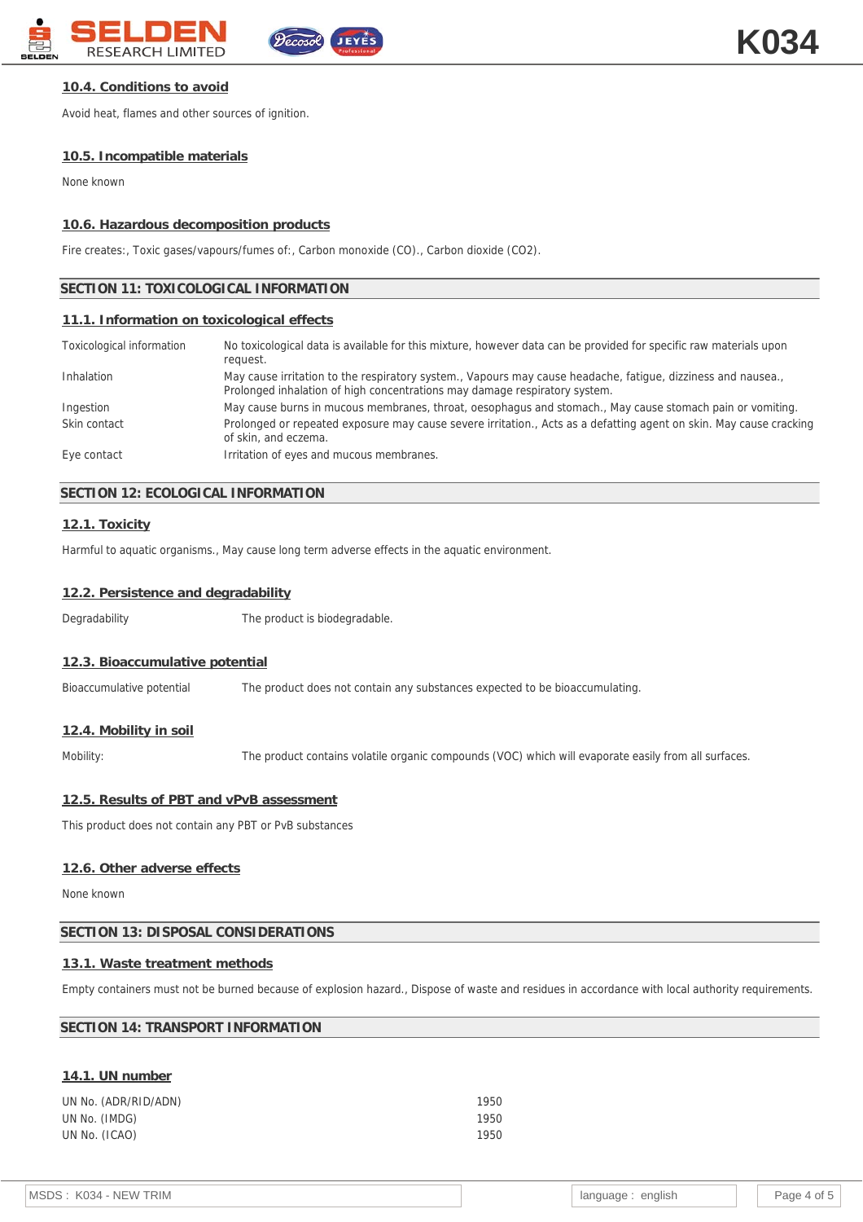### 10.4. Conditions to avoid

Avoid heat, flames and other sources of ignition.

### 10.5. Incompatible materials

None known

### 10.6. Hazardous decomposition products

Fire creates:, Toxic gases/vapours/fumes of:, Carbon monoxide (CO)., Carbon dioxide (CO2).

## SECTION 11: TOXICOLOGICAL INFORMATION

### 11.1. Information on toxicological effects

| | |
|---|---|
| Toxicological information | No toxicological data is available for this mixture, however data can be provided for specific raw materials upon request. |
| Inhalation | May cause irritation to the respiratory system., Vapours may cause headache, fatigue, dizziness and nausea., Prolonged inhalation of high concentrations may damage respiratory system. |
| Ingestion | May cause burns in mucous membranes, throat, oesophagus and stomach., May cause stomach pain or vomiting. |
| Skin contact | Prolonged or repeated exposure may cause severe irritation., Acts as a defatting agent on skin. May cause cracking of skin, and eczema. |
| Eye contact | Irritation of eyes and mucous membranes. |

## SECTION 12: ECOLOGICAL INFORMATION

### 12.1. Toxicity

Harmful to aquatic organisms., May cause long term adverse effects in the aquatic environment.

### 12.2. Persistence and degradability

| | |
|---|---|
| Degradability | The product is biodegradable. |

### 12.3. Bioaccumulative potential

| | |
|---|---|
| Bioaccumulative potential | The product does not contain any substances expected to be bioaccumulating. |

### 12.4. Mobility in soil

| | |
|---|---|
| Mobility: | The product contains volatile organic compounds (VOC) which will evaporate easily from all surfaces. |

### 12.5. Results of PBT and vPvB assessment

This product does not contain any PBT or PvB substances

### 12.6. Other adverse effects

None known

## SECTION 13: DISPOSAL CONSIDERATIONS

### 13.1. Waste treatment methods

Empty containers must not be burned because of explosion hazard., Dispose of waste and residues in accordance with local authority requirements.

## SECTION 14: TRANSPORT INFORMATION

### 14.1. UN number

| | |
|---|---|
| UN No. (ADR/RID/ADN) | 1950 |
| UN No. (IMDG) | 1950 |
| UN No. (ICAO) | 1950 |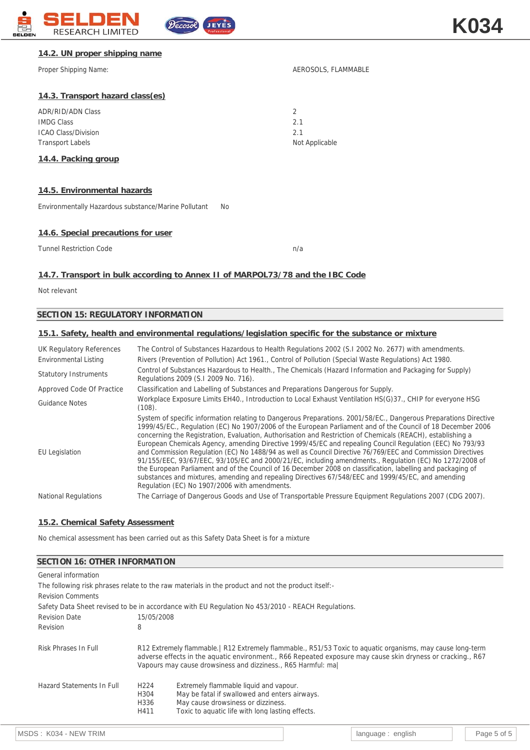### 14.2. UN proper shipping name

| | |
|---|---|
| Proper Shipping Name: | AEROSOLS, FLAMMABLE |

### 14.3. Transport hazard class(es)

| | |
|---|---|
| ADR/RID/ADN Class | 2 |
| IMDG Class | 2.1 |
| ICAO Class/Division | 2.1 |
| Transport Labels | Not Applicable |

### 14.4. Packing group

### 14.5. Environmental hazards

Environmentally Hazardous substance/Marine Pollutant No

### 14.6. Special precautions for user

| | |
|---|---|
| Tunnel Restriction Code | n/a |

### 14.7. Transport in bulk according to Annex II of MARPOL73/78 and the IBC Code

Not relevant

## SECTION 15: REGULATORY INFORMATION

### 15.1. Safety, health and environmental regulations/legislation specific for the substance or mixture

| | |
|---|---|
| UK Regulatory References | The Control of Substances Hazardous to Health Regulations 2002 (S.I 2002 No. 2677) with amendments. |
| Environmental Listing | Rivers (Prevention of Pollution) Act 1961., Control of Pollution (Special Waste Regulations) Act 1980. |
| Statutory Instruments | Control of Substances Hazardous to Health., The Chemicals (Hazard Information and Packaging for Supply) Regulations 2009 (S.I 2009 No. 716). |
| Approved Code Of Practice | Classification and Labelling of Substances and Preparations Dangerous for Supply. |
| Guidance Notes | Workplace Exposure Limits EH40., Introduction to Local Exhaust Ventilation HS(G)37., CHIP for everyone HSG (108). |
| EU Legislation | System of specific information relating to Dangerous Preparations. 2001/58/EC., Dangerous Preparations Directive 1999/45/EC., Regulation (EC) No 1907/2006 of the European Parliament and of the Council of 18 December 2006 concerning the Registration, Evaluation, Authorisation and Restriction of Chemicals (REACH), establishing a European Chemicals Agency, amending Directive 1999/45/EC and repealing Council Regulation (EEC) No 793/93 and Commission Regulation (EC) No 1488/94 as well as Council Directive 76/769/EEC and Commission Directives 91/155/EEC, 93/67/EEC, 93/105/EC and 2000/21/EC, including amendments., Regulation (EC) No 1272/2008 of the European Parliament and of the Council of 16 December 2008 on classification, labelling and packaging of substances and mixtures, amending and repealing Directives 67/548/EEC and 1999/45/EC, and amending Regulation (EC) No 1907/2006 with amendments. |
| National Regulations | The Carriage of Dangerous Goods and Use of Transportable Pressure Equipment Regulations 2007 (CDG 2007). |

### 15.2. Chemical Safety Assessment

No chemical assessment has been carried out as this Safety Data Sheet is for a mixture

## SECTION 16: OTHER INFORMATION

General information

The following risk phrases relate to the raw materials in the product and not the product itself:-

Revision Comments

Safety Data Sheet revised to be in accordance with EU Regulation No 453/2010 - REACH Regulations.

| | |
|---|---|
| Revision Date | 15/05/2008 |
| Revision | 8 |
| Risk Phrases In Full | R12 Extremely flammable.\| R12 Extremely flammable., R51/53 Toxic to aquatic organisms, may cause long-term adverse effects in the aquatic environment., R66 Repeated exposure may cause skin dryness or cracking., R67 Vapours may cause drowsiness and dizziness., R65 Harmful: ma\| |

Hazard Statements In Full

| | |
|---|---|
| H224 | Extremely flammable liquid and vapour. |
| H304 | May be fatal if swallowed and enters airways. |
| H336 | May cause drowsiness or dizziness. |
| H411 | Toxic to aquatic life with long lasting effects. |